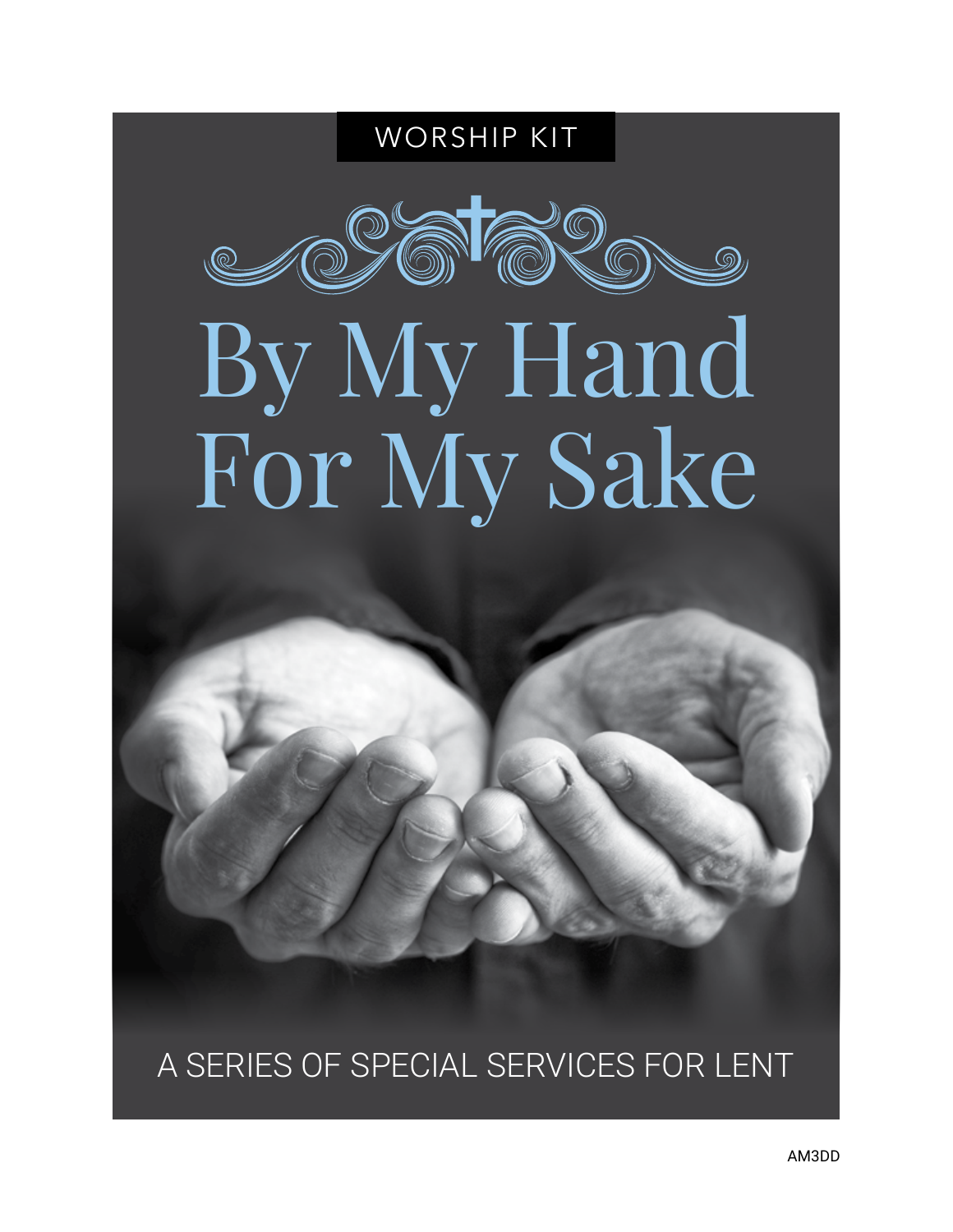WORSHIP KIT

# By My Hand For My Sake

A SERIES OF SPECIAL SERVICES FOR LENT

AM3DD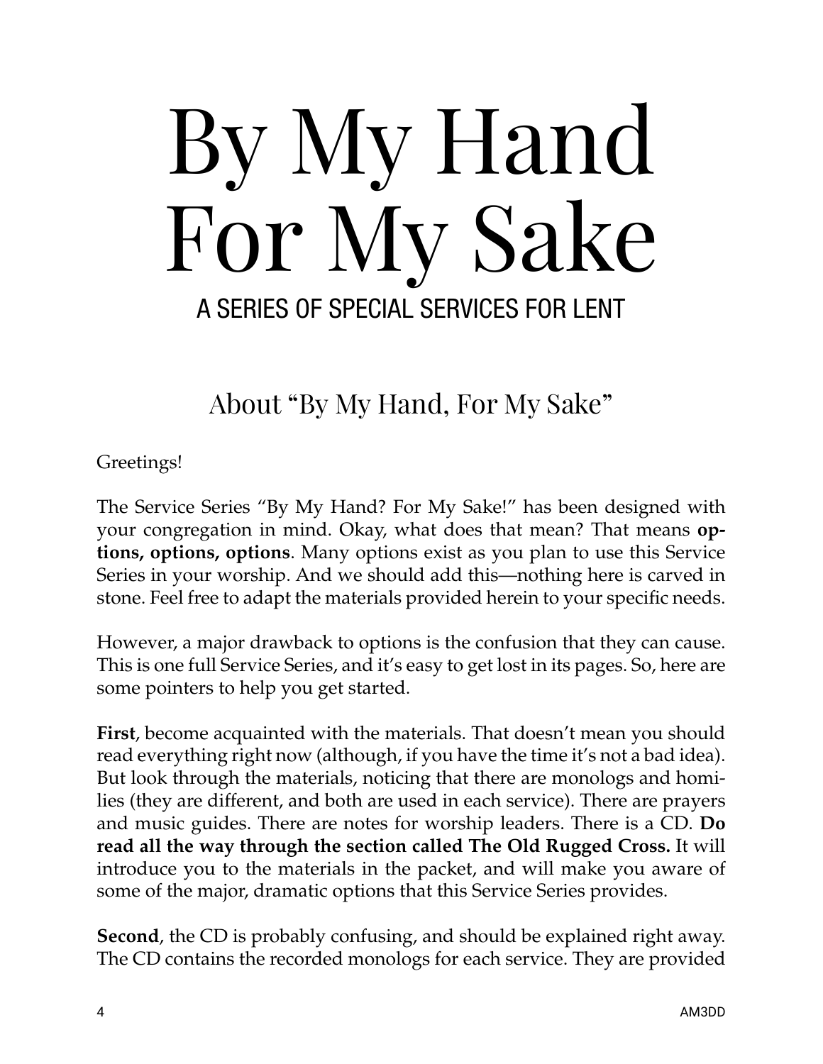# By My Hand For My Sake

A SERIES OF SPECIAL SERVICES FOR LENT

## About "By My Hand, For My Sake"

Greetings!

The Service Series "By My Hand? For My Sake!" has been designed with your congregation in mind. Okay, what does that mean? That means **options, options, options**. Many options exist as you plan to use this Service Series in your worship. And we should add this—nothing here is carved in stone. Feel free to adapt the materials provided herein to your specific needs.

However, a major drawback to options is the confusion that they can cause. This is one full Service Series, and it's easy to get lost in its pages. So, here are some pointers to help you get started.

**First**, become acquainted with the materials. That doesn't mean you should read everything right now (although, if you have the time it's not a bad idea). But look through the materials, noticing that there are monologs and homilies (they are different, and both are used in each service). There are prayers and music guides. There are notes for worship leaders. There is a CD. **Do read all the way through the section called The Old Rugged Cross.** It will introduce you to the materials in the packet, and will make you aware of some of the major, dramatic options that this Service Series provides.

**Second**, the CD is probably confusing, and should be explained right away. The CD contains the recorded monologs for each service. They are provided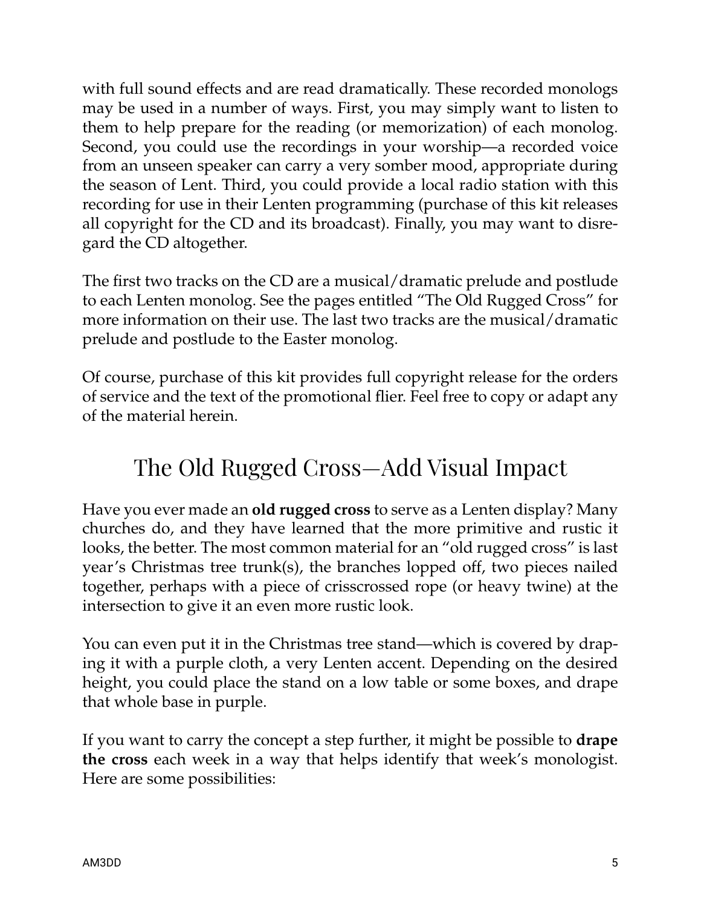with full sound effects and are read dramatically. These recorded monologs may be used in a number of ways. First, you may simply want to listen to them to help prepare for the reading (or memorization) of each monolog. Second, you could use the recordings in your worship—a recorded voice from an unseen speaker can carry a very somber mood, appropriate during the season of Lent. Third, you could provide a local radio station with this recording for use in their Lenten programming (purchase of this kit releases all copyright for the CD and its broadcast). Finally, you may want to disregard the CD altogether.

The first two tracks on the CD are a musical/dramatic prelude and postlude to each Lenten monolog. See the pages entitled "The Old Rugged Cross" for more information on their use. The last two tracks are the musical/dramatic prelude and postlude to the Easter monolog.

Of course, purchase of this kit provides full copyright release for the orders of service and the text of the promotional flier. Feel free to copy or adapt any of the material herein.

## The Old Rugged Cross—Add Visual Impact

Have you ever made an **old rugged cross** to serve as a Lenten display? Many churches do, and they have learned that the more primitive and rustic it looks, the better. The most common material for an "old rugged cross" is last year's Christmas tree trunk(s), the branches lopped off, two pieces nailed together, perhaps with a piece of crisscrossed rope (or heavy twine) at the intersection to give it an even more rustic look.

You can even put it in the Christmas tree stand—which is covered by draping it with a purple cloth, a very Lenten accent. Depending on the desired height, you could place the stand on a low table or some boxes, and drape that whole base in purple.

If you want to carry the concept a step further, it might be possible to **drape the cross** each week in a way that helps identify that week's monologist. Here are some possibilities: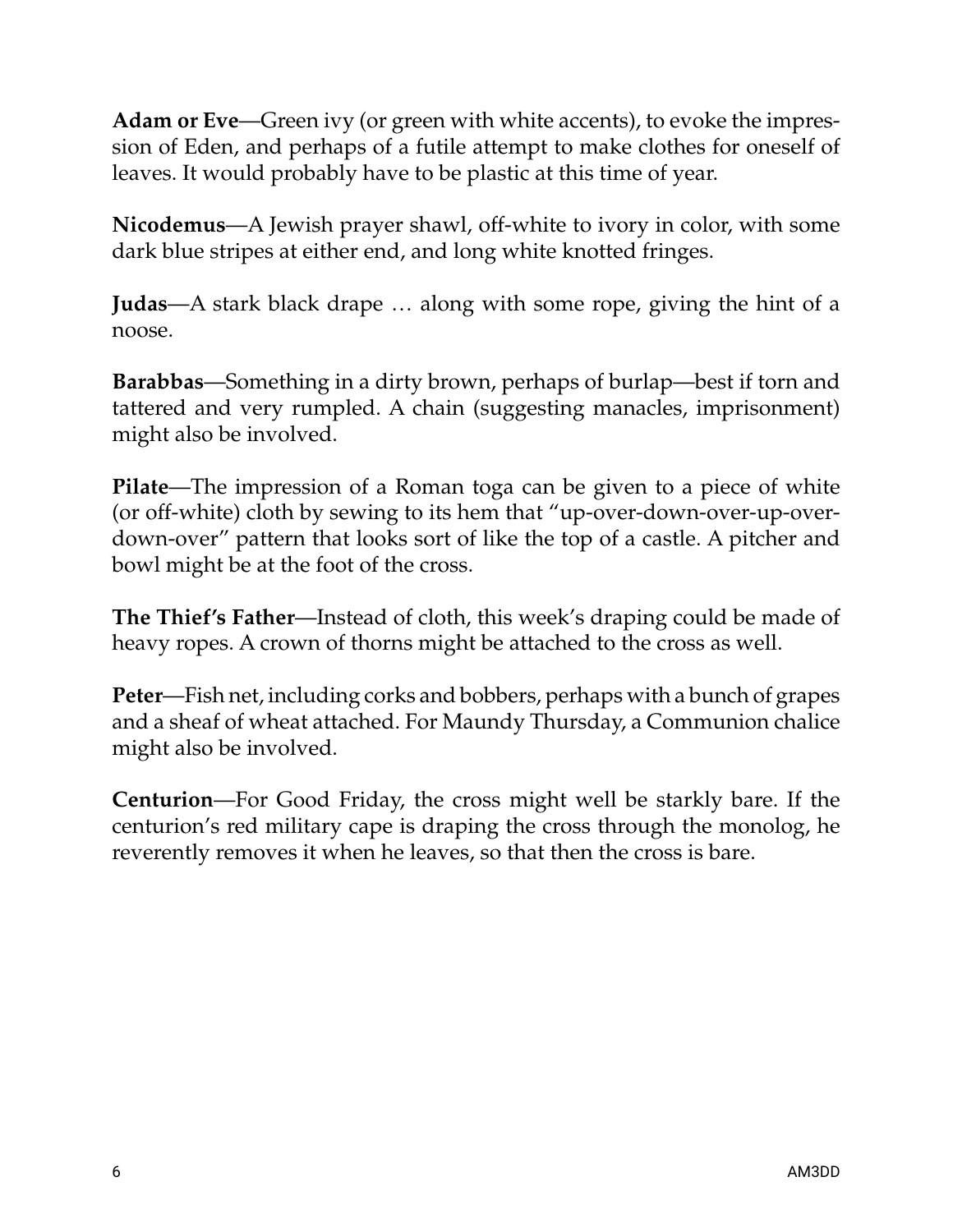**Adam or Eve**—Green ivy (or green with white accents), to evoke the impression of Eden, and perhaps of a futile attempt to make clothes for oneself of leaves. It would probably have to be plastic at this time of year.

**Nicodemus**—A Jewish prayer shawl, off-white to ivory in color, with some dark blue stripes at either end, and long white knotted fringes.

**Judas**—A stark black drape … along with some rope, giving the hint of a noose.

**Barabbas**—Something in a dirty brown, perhaps of burlap—best if torn and tattered and very rumpled. A chain (suggesting manacles, imprisonment) might also be involved.

**Pilate**—The impression of a Roman toga can be given to a piece of white (or off-white) cloth by sewing to its hem that "up-over-down-over-up-over-down-over" pattern that looks sort of like the top of a castle. A pitcher and bowl might be at the foot of the cross.

**The Thief's Father**—Instead of cloth, this week's draping could be made of heavy ropes. A crown of thorns might be attached to the cross as well.

**Peter**—Fish net, including corks and bobbers, perhaps with a bunch of grapes and a sheaf of wheat attached. For Maundy Thursday, a Communion chalice might also be involved.

**Centurion**—For Good Friday, the cross might well be starkly bare. If the centurion's red military cape is draping the cross through the monolog, he reverently removes it when he leaves, so that then the cross is bare.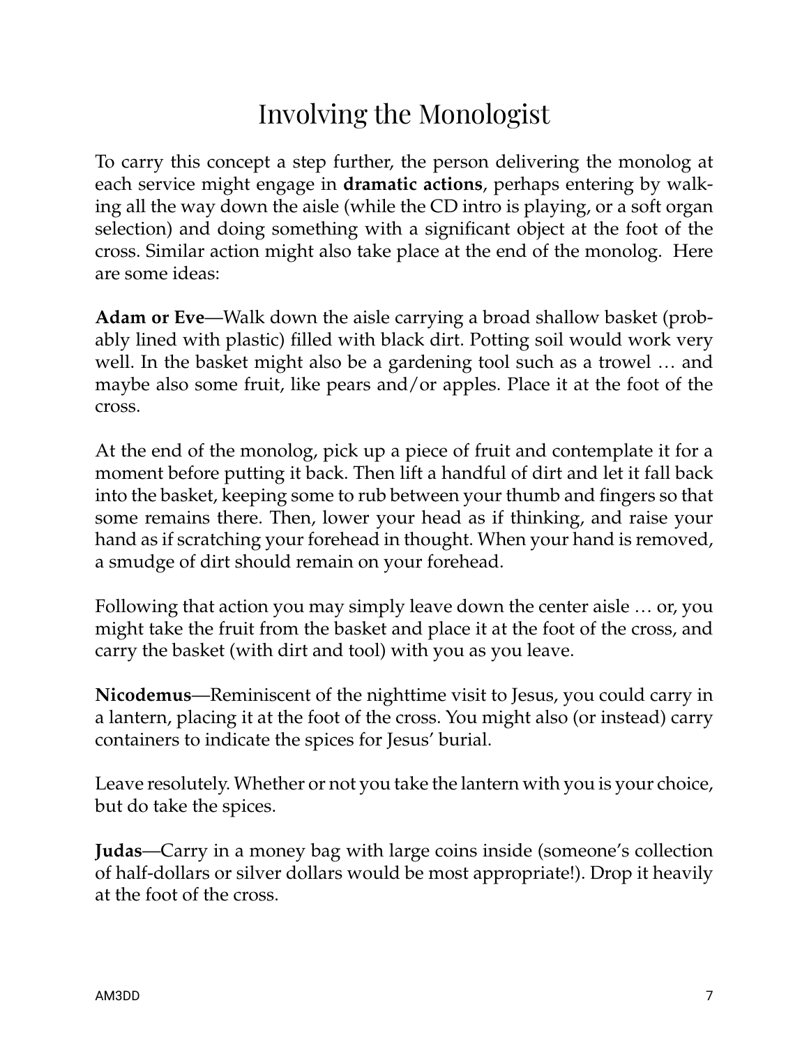# Involving the Monologist

To carry this concept a step further, the person delivering the monolog at each service might engage in **dramatic actions**, perhaps entering by walking all the way down the aisle (while the CD intro is playing, or a soft organ selection) and doing something with a significant object at the foot of the cross. Similar action might also take place at the end of the monolog. Here are some ideas:

**Adam or Eve**—Walk down the aisle carrying a broad shallow basket (probably lined with plastic) filled with black dirt. Potting soil would work very well. In the basket might also be a gardening tool such as a trowel … and maybe also some fruit, like pears and/or apples. Place it at the foot of the cross.

At the end of the monolog, pick up a piece of fruit and contemplate it for a moment before putting it back. Then lift a handful of dirt and let it fall back into the basket, keeping some to rub between your thumb and fingers so that some remains there. Then, lower your head as if thinking, and raise your hand as if scratching your forehead in thought. When your hand is removed, a smudge of dirt should remain on your forehead.

Following that action you may simply leave down the center aisle … or, you might take the fruit from the basket and place it at the foot of the cross, and carry the basket (with dirt and tool) with you as you leave.

**Nicodemus**—Reminiscent of the nighttime visit to Jesus, you could carry in a lantern, placing it at the foot of the cross. You might also (or instead) carry containers to indicate the spices for Jesus' burial.

Leave resolutely. Whether or not you take the lantern with you is your choice, but do take the spices.

**Judas**—Carry in a money bag with large coins inside (someone's collection of half-dollars or silver dollars would be most appropriate!). Drop it heavily at the foot of the cross.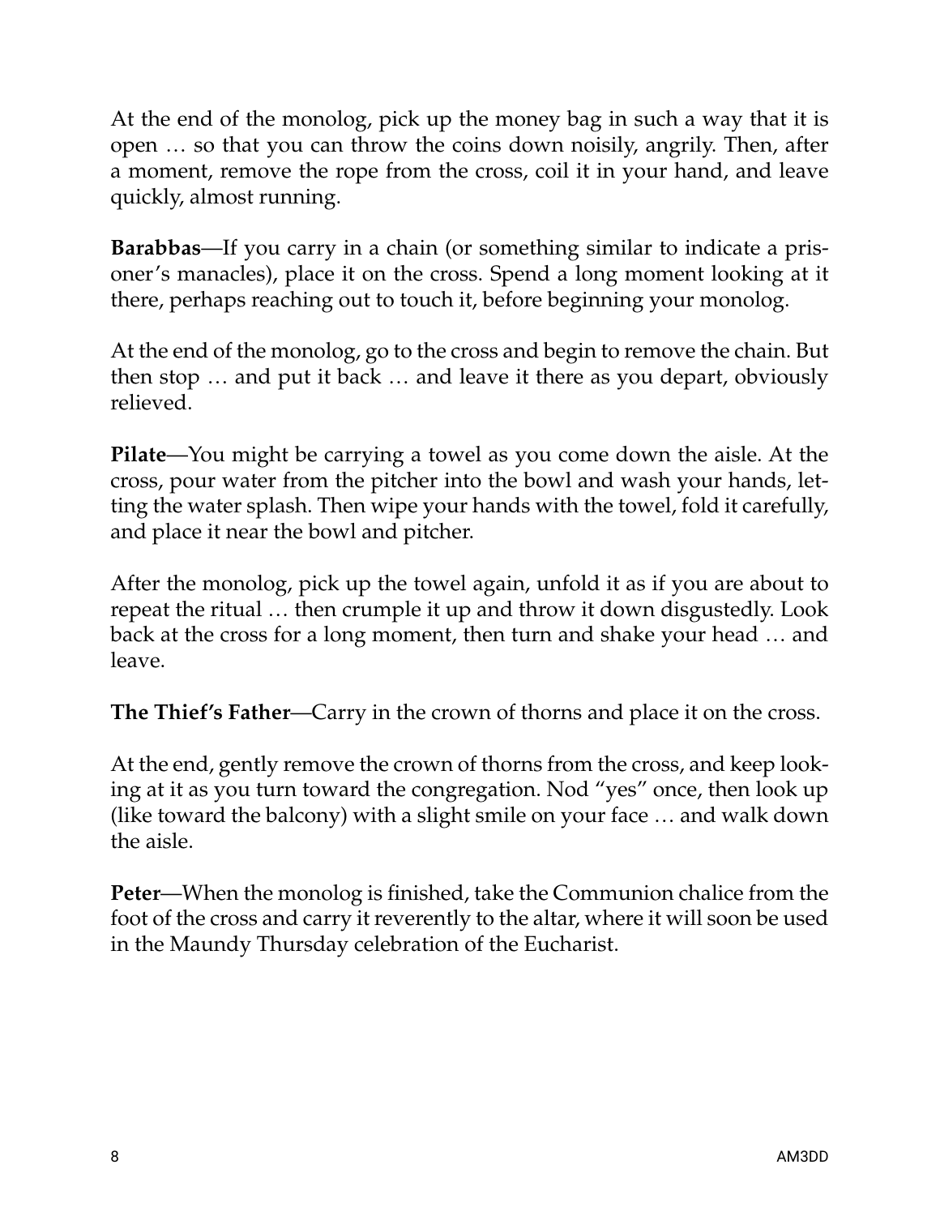At the end of the monolog, pick up the money bag in such a way that it is open … so that you can throw the coins down noisily, angrily. Then, after a moment, remove the rope from the cross, coil it in your hand, and leave quickly, almost running.

**Barabbas**—If you carry in a chain (or something similar to indicate a prisoner's manacles), place it on the cross. Spend a long moment looking at it there, perhaps reaching out to touch it, before beginning your monolog.

At the end of the monolog, go to the cross and begin to remove the chain. But then stop … and put it back … and leave it there as you depart, obviously relieved.

**Pilate**—You might be carrying a towel as you come down the aisle. At the cross, pour water from the pitcher into the bowl and wash your hands, letting the water splash. Then wipe your hands with the towel, fold it carefully, and place it near the bowl and pitcher.

After the monolog, pick up the towel again, unfold it as if you are about to repeat the ritual … then crumple it up and throw it down disgustedly. Look back at the cross for a long moment, then turn and shake your head … and leave.

**The Thief's Father**—Carry in the crown of thorns and place it on the cross.

At the end, gently remove the crown of thorns from the cross, and keep looking at it as you turn toward the congregation. Nod "yes" once, then look up (like toward the balcony) with a slight smile on your face … and walk down the aisle.

**Peter**—When the monolog is finished, take the Communion chalice from the foot of the cross and carry it reverently to the altar, where it will soon be used in the Maundy Thursday celebration of the Eucharist.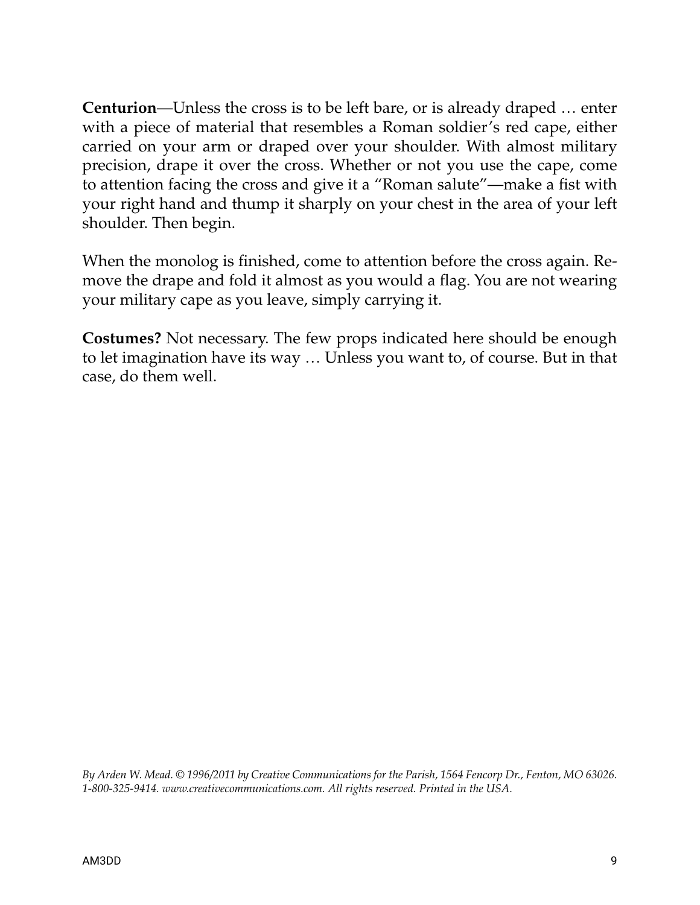**Centurion**—Unless the cross is to be left bare, or is already draped … enter with a piece of material that resembles a Roman soldier's red cape, either carried on your arm or draped over your shoulder. With almost military precision, drape it over the cross. Whether or not you use the cape, come to attention facing the cross and give it a "Roman salute"—make a fist with your right hand and thump it sharply on your chest in the area of your left shoulder. Then begin.

When the monolog is finished, come to attention before the cross again. Remove the drape and fold it almost as you would a flag. You are not wearing your military cape as you leave, simply carrying it.

**Costumes?** Not necessary. The few props indicated here should be enough to let imagination have its way … Unless you want to, of course. But in that case, do them well.

*By Arden W. Mead. © 1996/2011 by Creative Communications for the Parish, 1564 Fencorp Dr., Fenton, MO 63026. 1-800-325-9414. www.creativecommunications.com. All rights reserved. Printed in the USA.*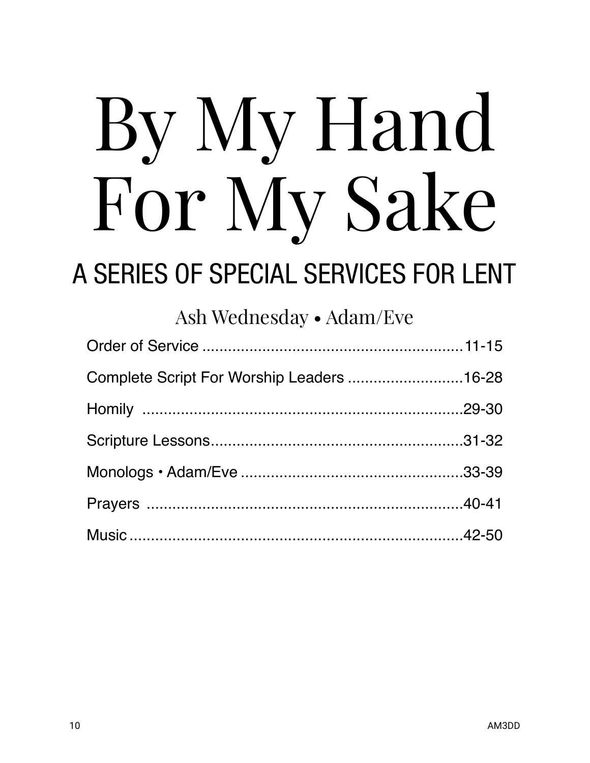# By My Hand For My Sake

## A SERIES OF SPECIAL SERVICES FOR LENT

### Ash Wednesday • Adam/Eve

| | |
|---|---|
| Order of Service | 11-15 |
| Complete Script For Worship Leaders | 16-28 |
| Homily | 29-30 |
| Scripture Lessons | 31-32 |
| Monologs • Adam/Eve | 33-39 |
| Prayers | 40-41 |
| Music | 42-50 |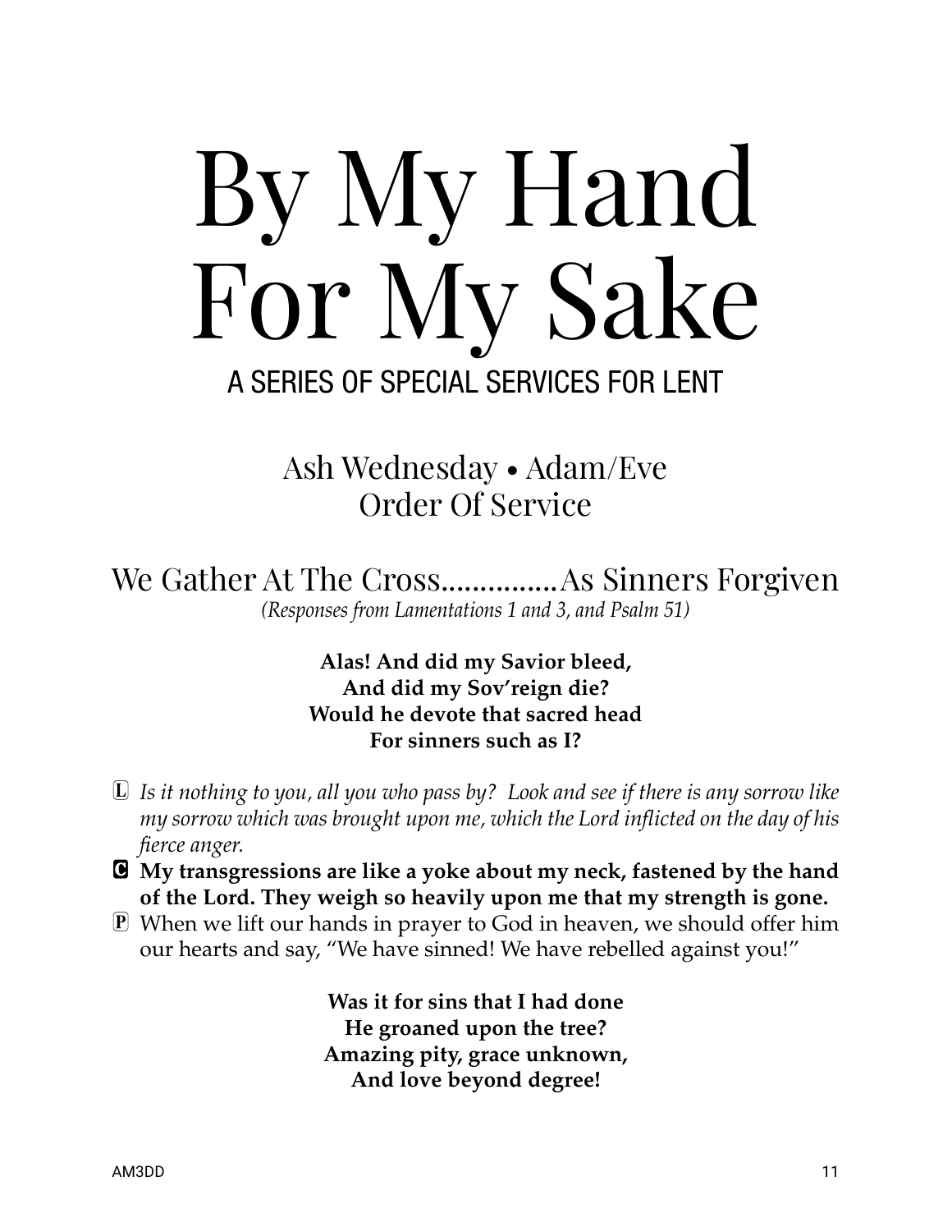# By My Hand For My Sake

## A SERIES OF SPECIAL SERVICES FOR LENT

### Ash Wednesday • Adam/Eve
### Order Of Service

### We Gather At The Cross...............As Sinners Forgiven

*(Responses from Lamentations 1 and 3, and Psalm 51)*

**Alas! And did my Savior bleed,**
**And did my Sov'reign die?**
**Would he devote that sacred head**
**For sinners such as I?**

L *Is it nothing to you, all you who pass by? Look and see if there is any sorrow like my sorrow which was brought upon me, which the Lord inflicted on the day of his fierce anger.*

**C My transgressions are like a yoke about my neck, fastened by the hand of the Lord. They weigh so heavily upon me that my strength is gone.**

P When we lift our hands in prayer to God in heaven, we should offer him our hearts and say, "We have sinned! We have rebelled against you!"

**Was it for sins that I had done**
**He groaned upon the tree?**
**Amazing pity, grace unknown,**
**And love beyond degree!**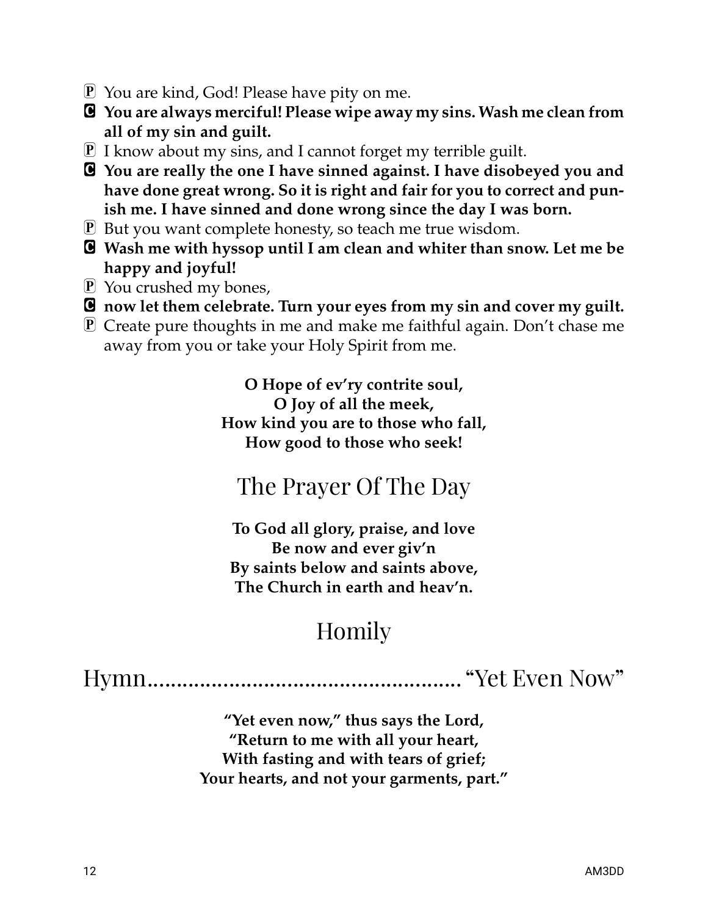P You are kind, God! Please have pity on me.

**C You are always merciful! Please wipe away my sins. Wash me clean from all of my sin and guilt.**

P I know about my sins, and I cannot forget my terrible guilt.

**C You are really the one I have sinned against. I have disobeyed you and have done great wrong. So it is right and fair for you to correct and punish me. I have sinned and done wrong since the day I was born.**

P But you want complete honesty, so teach me true wisdom.

**C Wash me with hyssop until I am clean and whiter than snow. Let me be happy and joyful!**

P You crushed my bones,

**C now let them celebrate. Turn your eyes from my sin and cover my guilt.**

P Create pure thoughts in me and make me faithful again. Don't chase me away from you or take your Holy Spirit from me.

**O Hope of ev'ry contrite soul,**
**O Joy of all the meek,**
**How kind you are to those who fall,**
**How good to those who seek!**

## The Prayer Of The Day

**To God all glory, praise, and love**
**Be now and ever giv'n**
**By saints below and saints above,**
**The Church in earth and heav'n.**

## Homily

## Hymn...................................................... "Yet Even Now"

**"Yet even now," thus says the Lord,**
**"Return to me with all your heart,**
**With fasting and with tears of grief;**
**Your hearts, and not your garments, part."**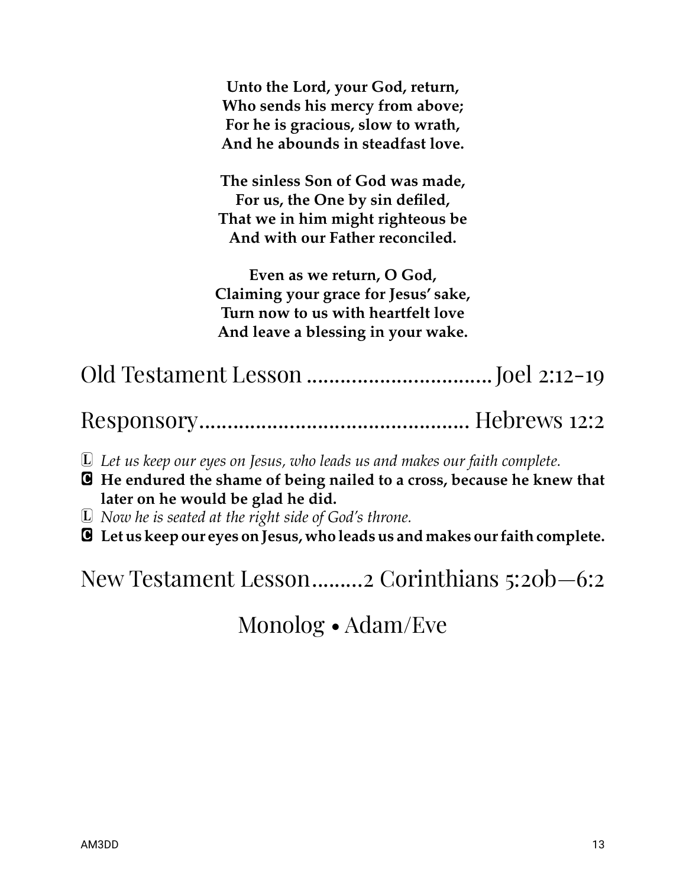**Unto the Lord, your God, return,**
**Who sends his mercy from above;**
**For he is gracious, slow to wrath,**
**And he abounds in steadfast love.**

**The sinless Son of God was made,**
**For us, the One by sin defiled,**
**That we in him might righteous be**
**And with our Father reconciled.**

**Even as we return, O God,**
**Claiming your grace for Jesus' sake,**
**Turn now to us with heartfelt love**
**And leave a blessing in your wake.**

## Old Testament Lesson ................................ Joel 2:12-19

## Responsory............................................... Hebrews 12:2

L *Let us keep our eyes on Jesus, who leads us and makes our faith complete.*

C **He endured the shame of being nailed to a cross, because he knew that later on he would be glad he did.**

L *Now he is seated at the right side of God's throne.*

C **Let us keep our eyes on Jesus, who leads us and makes our faith complete.**

## New Testament Lesson.........2 Corinthians 5:20b—6:2

## Monolog • Adam/Eve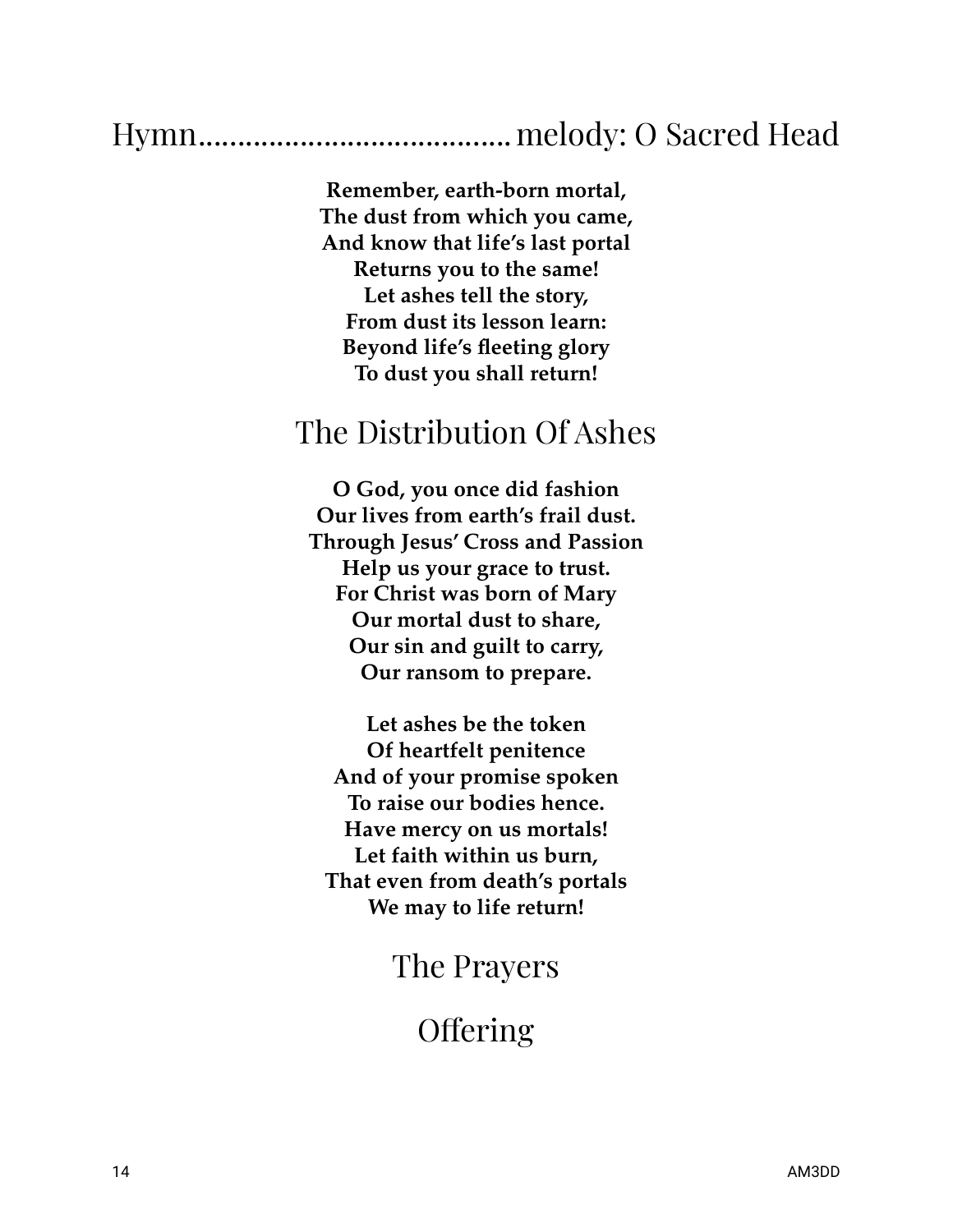## Hymn....................................... melody: O Sacred Head

**Remember, earth-born mortal,**
**The dust from which you came,**
**And know that life's last portal**
**Returns you to the same!**
**Let ashes tell the story,**
**From dust its lesson learn:**
**Beyond life's fleeting glory**
**To dust you shall return!**

## The Distribution Of Ashes

**O God, you once did fashion**
**Our lives from earth's frail dust.**
**Through Jesus' Cross and Passion**
**Help us your grace to trust.**
**For Christ was born of Mary**
**Our mortal dust to share,**
**Our sin and guilt to carry,**
**Our ransom to prepare.**

**Let ashes be the token**
**Of heartfelt penitence**
**And of your promise spoken**
**To raise our bodies hence.**
**Have mercy on us mortals!**
**Let faith within us burn,**
**That even from death's portals**
**We may to life return!**

## The Prayers

## Offering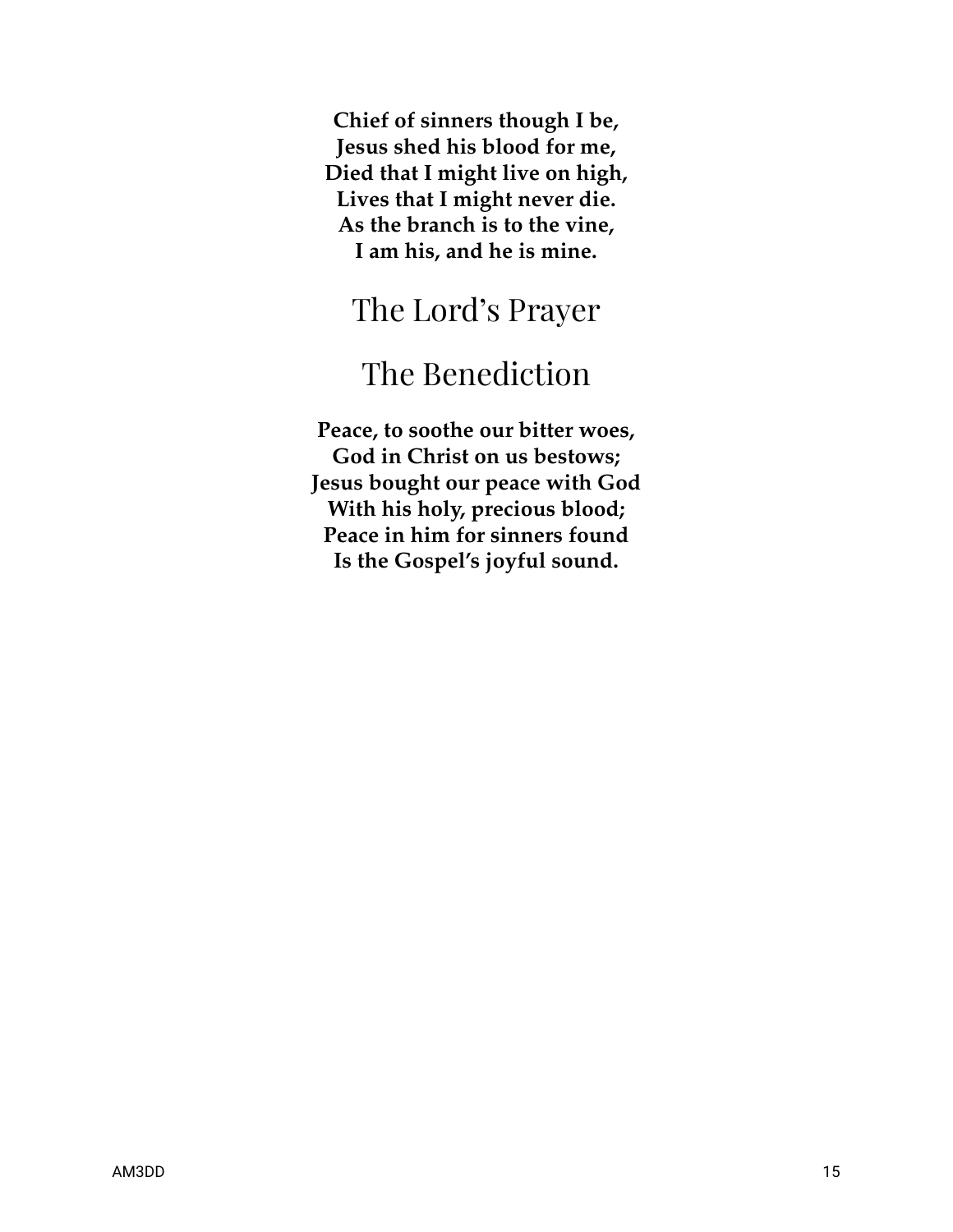**Chief of sinners though I be,**
**Jesus shed his blood for me,**
**Died that I might live on high,**
**Lives that I might never die.**
**As the branch is to the vine,**
**I am his, and he is mine.**

## The Lord's Prayer

## The Benediction

**Peace, to soothe our bitter woes,**
**God in Christ on us bestows;**
**Jesus bought our peace with God**
**With his holy, precious blood;**
**Peace in him for sinners found**
**Is the Gospel's joyful sound.**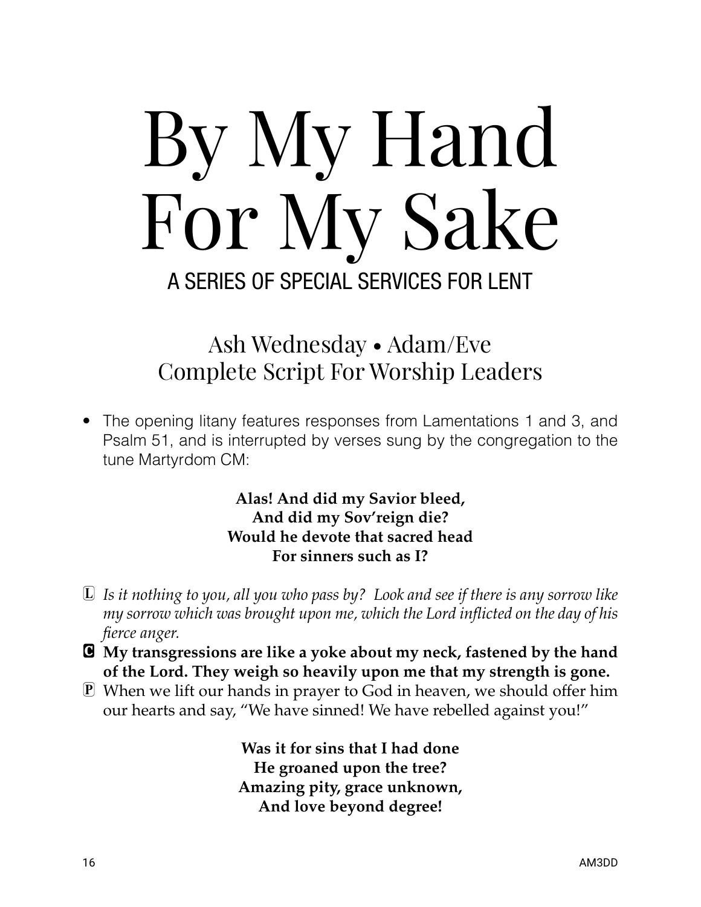# By My Hand For My Sake

## A SERIES OF SPECIAL SERVICES FOR LENT

## Ash Wednesday • Adam/Eve
## Complete Script For Worship Leaders

- The opening litany features responses from Lamentations 1 and 3, and Psalm 51, and is interrupted by verses sung by the congregation to the tune Martyrdom CM:

**Alas! And did my Savior bleed,**
**And did my Sov'reign die?**
**Would he devote that sacred head**
**For sinners such as I?**

Ⓛ *Is it nothing to you, all you who pass by? Look and see if there is any sorrow like my sorrow which was brought upon me, which the Lord inflicted on the day of his fierce anger.*

**Ⓒ My transgressions are like a yoke about my neck, fastened by the hand of the Lord. They weigh so heavily upon me that my strength is gone.**

Ⓟ When we lift our hands in prayer to God in heaven, we should offer him our hearts and say, "We have sinned! We have rebelled against you!"

**Was it for sins that I had done**
**He groaned upon the tree?**
**Amazing pity, grace unknown,**
**And love beyond degree!**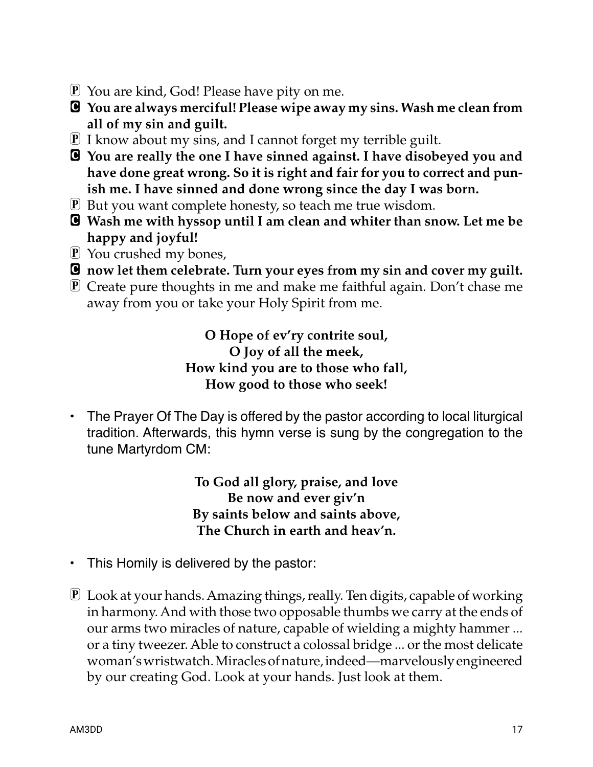P You are kind, God! Please have pity on me.

**C You are always merciful! Please wipe away my sins. Wash me clean from all of my sin and guilt.**

P I know about my sins, and I cannot forget my terrible guilt.

**C You are really the one I have sinned against. I have disobeyed you and have done great wrong. So it is right and fair for you to correct and punish me. I have sinned and done wrong since the day I was born.**

P But you want complete honesty, so teach me true wisdom.

**C Wash me with hyssop until I am clean and whiter than snow. Let me be happy and joyful!**

P You crushed my bones,

**C now let them celebrate. Turn your eyes from my sin and cover my guilt.**

P Create pure thoughts in me and make me faithful again. Don't chase me away from you or take your Holy Spirit from me.

**O Hope of ev'ry contrite soul,**
**O Joy of all the meek,**
**How kind you are to those who fall,**
**How good to those who seek!**

- The Prayer Of The Day is offered by the pastor according to local liturgical tradition. Afterwards, this hymn verse is sung by the congregation to the tune Martyrdom CM:

**To God all glory, praise, and love**
**Be now and ever giv'n**
**By saints below and saints above,**
**The Church in earth and heav'n.**

- This Homily is delivered by the pastor:

P Look at your hands. Amazing things, really. Ten digits, capable of working in harmony. And with those two opposable thumbs we carry at the ends of our arms two miracles of nature, capable of wielding a mighty hammer ... or a tiny tweezer. Able to construct a colossal bridge ... or the most delicate woman's wristwatch. Miracles of nature, indeed—marvelously engineered by our creating God. Look at your hands. Just look at them.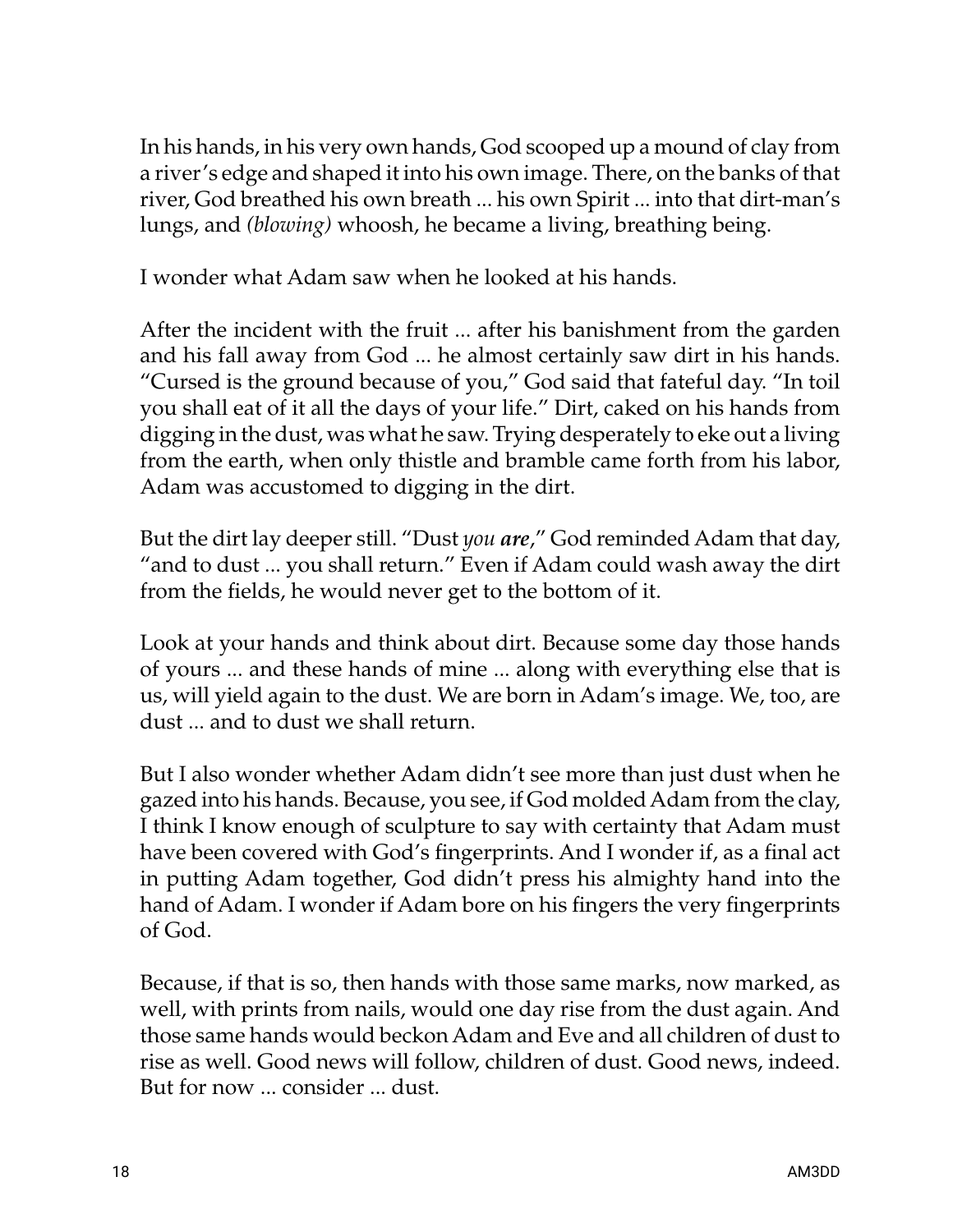In his hands, in his very own hands, God scooped up a mound of clay from a river's edge and shaped it into his own image. There, on the banks of that river, God breathed his own breath ... his own Spirit ... into that dirt-man's lungs, and *(blowing)* whoosh, he became a living, breathing being.

I wonder what Adam saw when he looked at his hands.

After the incident with the fruit ... after his banishment from the garden and his fall away from God ... he almost certainly saw dirt in his hands. "Cursed is the ground because of you," God said that fateful day. "In toil you shall eat of it all the days of your life." Dirt, caked on his hands from digging in the dust, was what he saw. Trying desperately to eke out a living from the earth, when only thistle and bramble came forth from his labor, Adam was accustomed to digging in the dirt.

But the dirt lay deeper still. "Dust *you **are***," God reminded Adam that day, "and to dust ... you shall return." Even if Adam could wash away the dirt from the fields, he would never get to the bottom of it.

Look at your hands and think about dirt. Because some day those hands of yours ... and these hands of mine ... along with everything else that is us, will yield again to the dust. We are born in Adam's image. We, too, are dust ... and to dust we shall return.

But I also wonder whether Adam didn't see more than just dust when he gazed into his hands. Because, you see, if God molded Adam from the clay, I think I know enough of sculpture to say with certainty that Adam must have been covered with God's fingerprints. And I wonder if, as a final act in putting Adam together, God didn't press his almighty hand into the hand of Adam. I wonder if Adam bore on his fingers the very fingerprints of God.

Because, if that is so, then hands with those same marks, now marked, as well, with prints from nails, would one day rise from the dust again. And those same hands would beckon Adam and Eve and all children of dust to rise as well. Good news will follow, children of dust. Good news, indeed. But for now ... consider ... dust.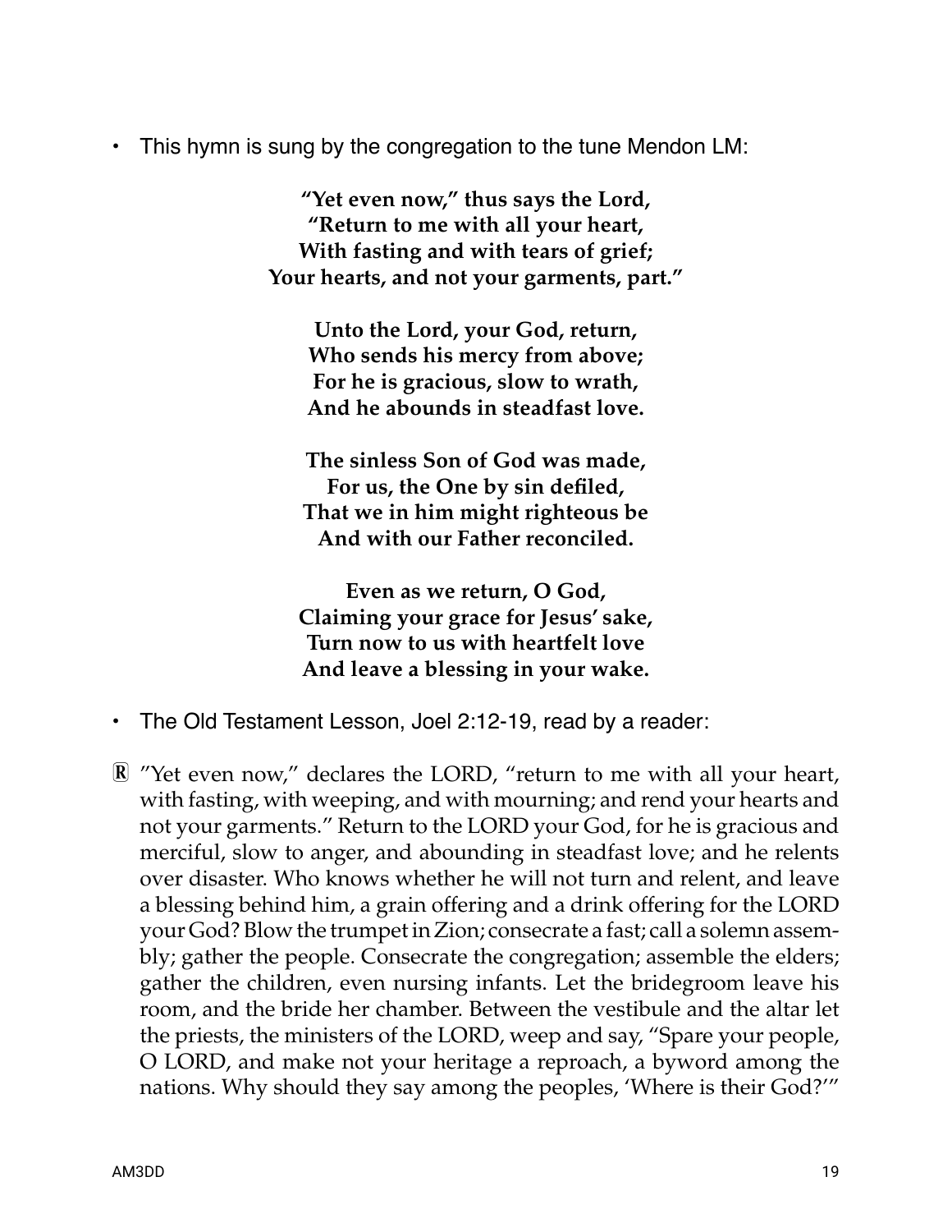- This hymn is sung by the congregation to the tune Mendon LM:

**"Yet even now," thus says the Lord,**
**"Return to me with all your heart,**
**With fasting and with tears of grief;**
**Your hearts, and not your garments, part."**

**Unto the Lord, your God, return,**
**Who sends his mercy from above;**
**For he is gracious, slow to wrath,**
**And he abounds in steadfast love.**

**The sinless Son of God was made,**
**For us, the One by sin defiled,**
**That we in him might righteous be**
**And with our Father reconciled.**

**Even as we return, O God,**
**Claiming your grace for Jesus' sake,**
**Turn now to us with heartfelt love**
**And leave a blessing in your wake.**

- The Old Testament Lesson, Joel 2:12-19, read by a reader:

Ⓡ "Yet even now," declares the LORD, "return to me with all your heart, with fasting, with weeping, and with mourning; and rend your hearts and not your garments." Return to the LORD your God, for he is gracious and merciful, slow to anger, and abounding in steadfast love; and he relents over disaster. Who knows whether he will not turn and relent, and leave a blessing behind him, a grain offering and a drink offering for the LORD your God? Blow the trumpet in Zion; consecrate a fast; call a solemn assembly; gather the people. Consecrate the congregation; assemble the elders; gather the children, even nursing infants. Let the bridegroom leave his room, and the bride her chamber. Between the vestibule and the altar let the priests, the ministers of the LORD, weep and say, "Spare your people, O LORD, and make not your heritage a reproach, a byword among the nations. Why should they say among the peoples, 'Where is their God?'"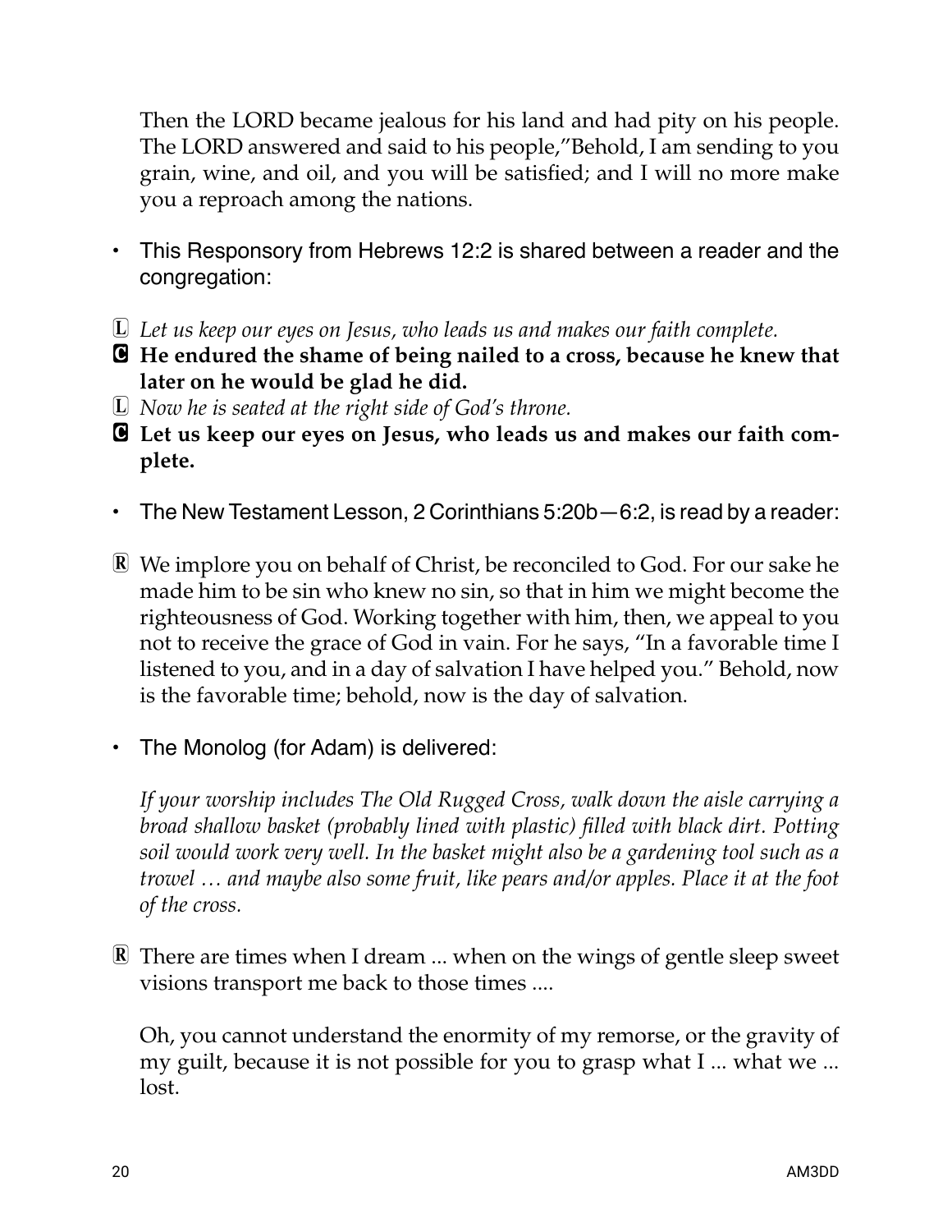Then the LORD became jealous for his land and had pity on his people. The LORD answered and said to his people,"Behold, I am sending to you grain, wine, and oil, and you will be satisfied; and I will no more make you a reproach among the nations.

- This Responsory from Hebrews 12:2 is shared between a reader and the congregation:

L *Let us keep our eyes on Jesus, who leads us and makes our faith complete.*

C **He endured the shame of being nailed to a cross, because he knew that later on he would be glad he did.**

L *Now he is seated at the right side of God's throne.*

C **Let us keep our eyes on Jesus, who leads us and makes our faith complete.**

- The New Testament Lesson, 2 Corinthians 5:20b—6:2, is read by a reader:

R We implore you on behalf of Christ, be reconciled to God. For our sake he made him to be sin who knew no sin, so that in him we might become the righteousness of God. Working together with him, then, we appeal to you not to receive the grace of God in vain. For he says, "In a favorable time I listened to you, and in a day of salvation I have helped you." Behold, now is the favorable time; behold, now is the day of salvation.

- The Monolog (for Adam) is delivered:

*If your worship includes The Old Rugged Cross, walk down the aisle carrying a broad shallow basket (probably lined with plastic) filled with black dirt. Potting soil would work very well. In the basket might also be a gardening tool such as a trowel … and maybe also some fruit, like pears and/or apples. Place it at the foot of the cross.*

R There are times when I dream ... when on the wings of gentle sleep sweet visions transport me back to those times ....

Oh, you cannot understand the enormity of my remorse, or the gravity of my guilt, because it is not possible for you to grasp what I ... what we ... lost.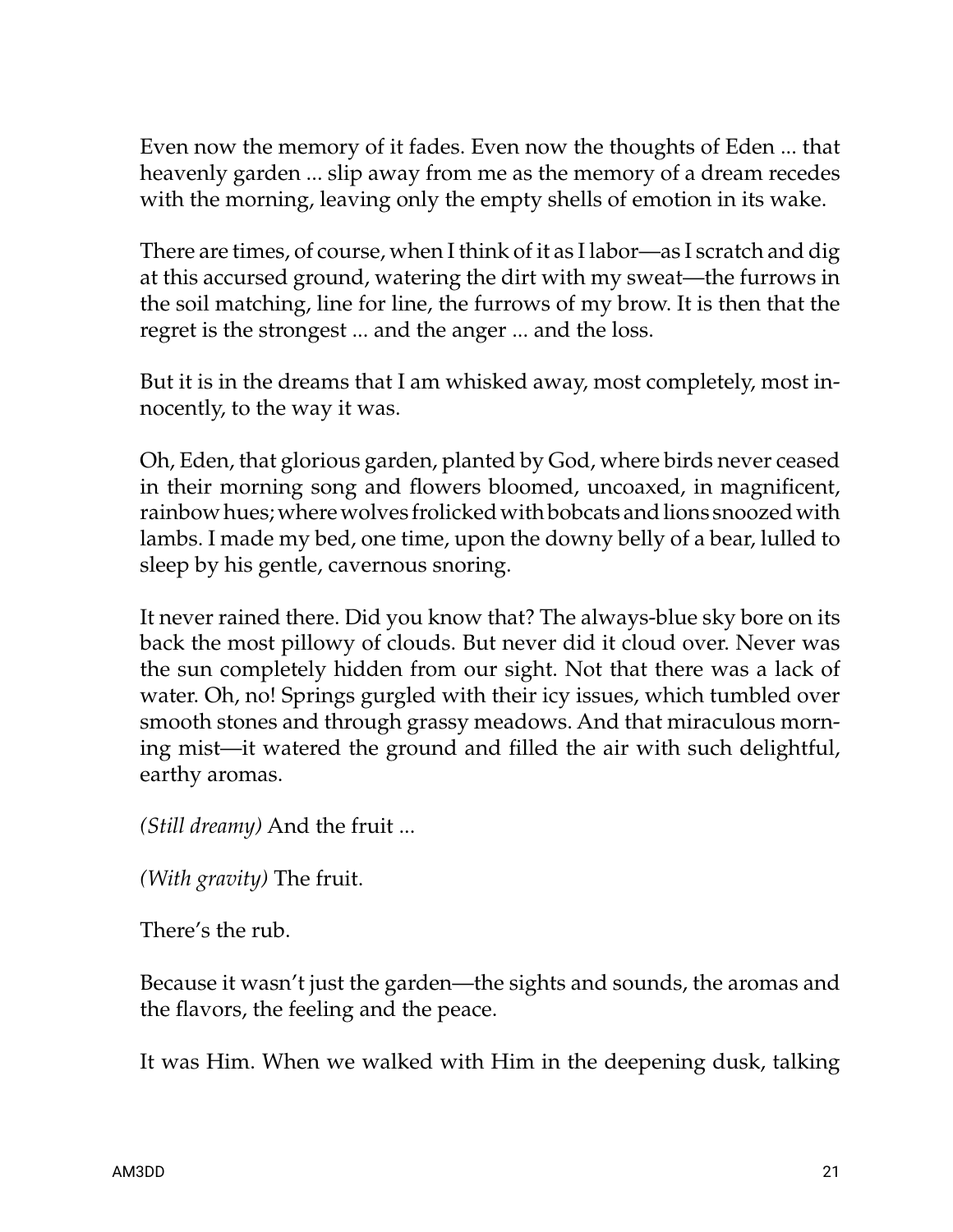Even now the memory of it fades. Even now the thoughts of Eden ... that heavenly garden ... slip away from me as the memory of a dream recedes with the morning, leaving only the empty shells of emotion in its wake.

There are times, of course, when I think of it as I labor—as I scratch and dig at this accursed ground, watering the dirt with my sweat—the furrows in the soil matching, line for line, the furrows of my brow. It is then that the regret is the strongest ... and the anger ... and the loss.

But it is in the dreams that I am whisked away, most completely, most innocently, to the way it was.

Oh, Eden, that glorious garden, planted by God, where birds never ceased in their morning song and flowers bloomed, uncoaxed, in magnificent, rainbow hues; where wolves frolicked with bobcats and lions snoozed with lambs. I made my bed, one time, upon the downy belly of a bear, lulled to sleep by his gentle, cavernous snoring.

It never rained there. Did you know that? The always-blue sky bore on its back the most pillowy of clouds. But never did it cloud over. Never was the sun completely hidden from our sight. Not that there was a lack of water. Oh, no! Springs gurgled with their icy issues, which tumbled over smooth stones and through grassy meadows. And that miraculous morning mist—it watered the ground and filled the air with such delightful, earthy aromas.

*(Still dreamy)* And the fruit ...

*(With gravity)* The fruit.

There's the rub.

Because it wasn't just the garden—the sights and sounds, the aromas and the flavors, the feeling and the peace.

It was Him. When we walked with Him in the deepening dusk, talking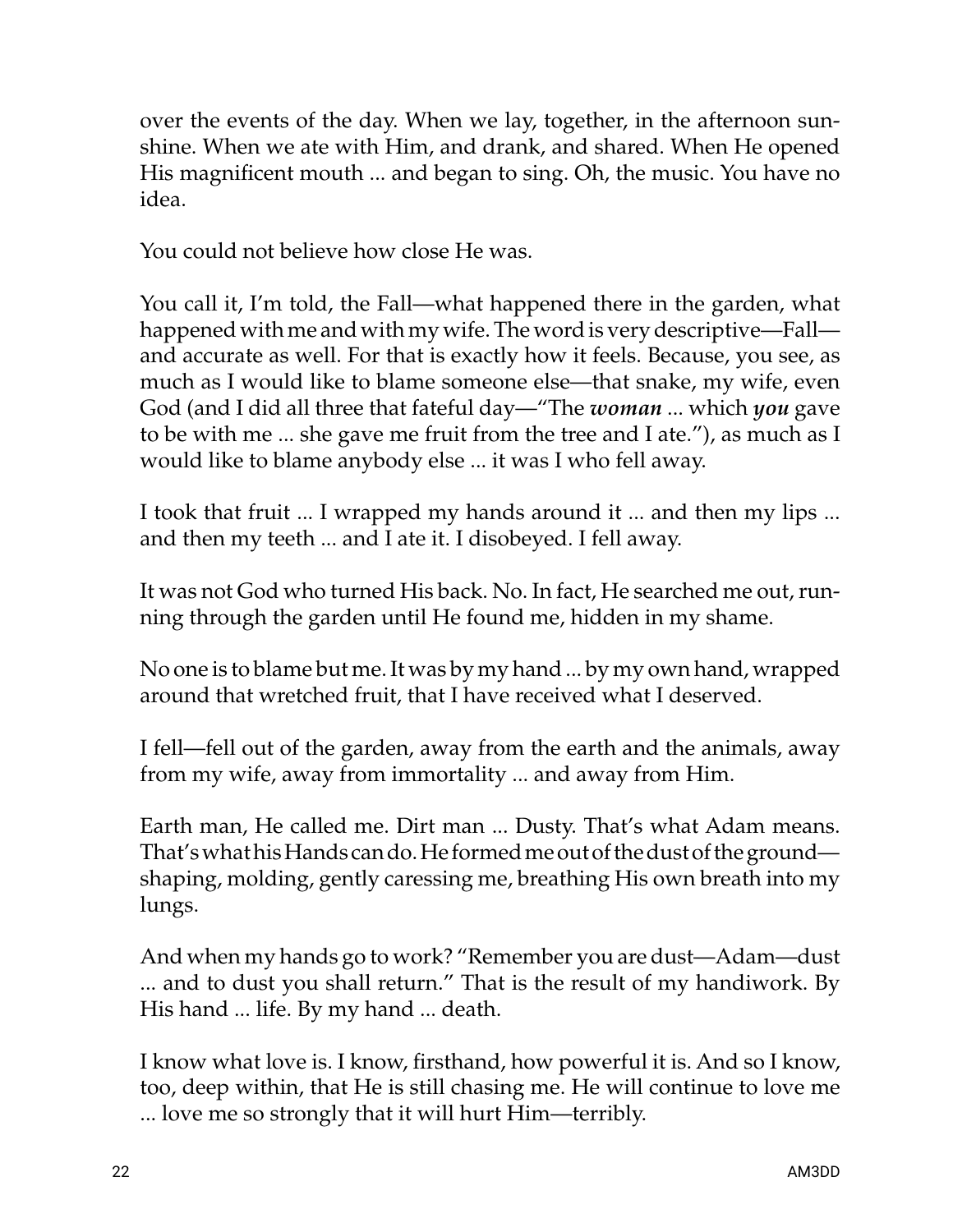over the events of the day. When we lay, together, in the afternoon sunshine. When we ate with Him, and drank, and shared. When He opened His magnificent mouth ... and began to sing. Oh, the music. You have no idea.

You could not believe how close He was.

You call it, I'm told, the Fall—what happened there in the garden, what happened with me and with my wife. The word is very descriptive—Fall—and accurate as well. For that is exactly how it feels. Because, you see, as much as I would like to blame someone else—that snake, my wife, even God (and I did all three that fateful day—"The ***woman*** ... which ***you*** gave to be with me ... she gave me fruit from the tree and I ate."), as much as I would like to blame anybody else ... it was I who fell away.

I took that fruit ... I wrapped my hands around it ... and then my lips ... and then my teeth ... and I ate it. I disobeyed. I fell away.

It was not God who turned His back. No. In fact, He searched me out, running through the garden until He found me, hidden in my shame.

No one is to blame but me. It was by my hand ... by my own hand, wrapped around that wretched fruit, that I have received what I deserved.

I fell—fell out of the garden, away from the earth and the animals, away from my wife, away from immortality ... and away from Him.

Earth man, He called me. Dirt man ... Dusty. That's what Adam means. That's what his Hands can do. He formed me out of the dust of the ground—shaping, molding, gently caressing me, breathing His own breath into my lungs.

And when my hands go to work? "Remember you are dust—Adam—dust ... and to dust you shall return." That is the result of my handiwork. By His hand ... life. By my hand ... death.

I know what love is. I know, firsthand, how powerful it is. And so I know, too, deep within, that He is still chasing me. He will continue to love me ... love me so strongly that it will hurt Him—terribly.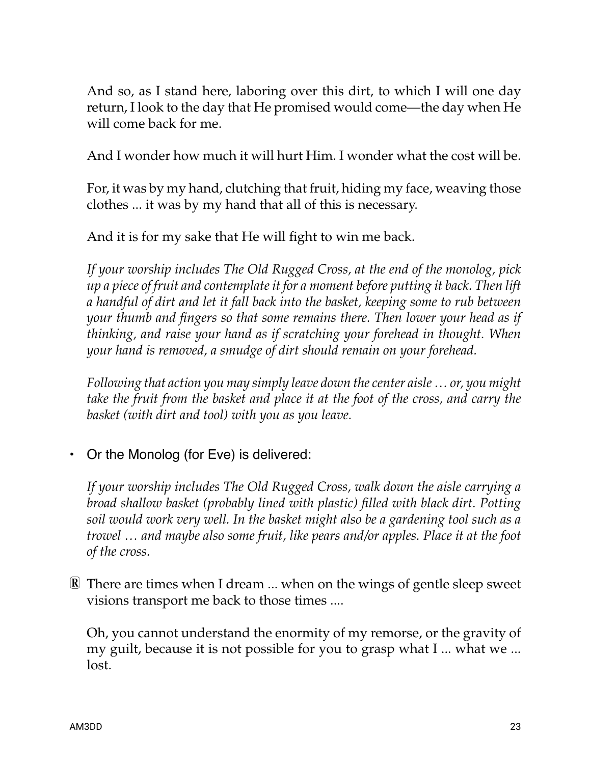And so, as I stand here, laboring over this dirt, to which I will one day return, I look to the day that He promised would come—the day when He will come back for me.

And I wonder how much it will hurt Him. I wonder what the cost will be.

For, it was by my hand, clutching that fruit, hiding my face, weaving those clothes ... it was by my hand that all of this is necessary.

And it is for my sake that He will fight to win me back.

*If your worship includes The Old Rugged Cross, at the end of the monolog, pick up a piece of fruit and contemplate it for a moment before putting it back. Then lift a handful of dirt and let it fall back into the basket, keeping some to rub between your thumb and fingers so that some remains there. Then lower your head as if thinking, and raise your hand as if scratching your forehead in thought. When your hand is removed, a smudge of dirt should remain on your forehead.*

*Following that action you may simply leave down the center aisle … or, you might take the fruit from the basket and place it at the foot of the cross, and carry the basket (with dirt and tool) with you as you leave.*

- Or the Monolog (for Eve) is delivered:

  *If your worship includes The Old Rugged Cross, walk down the aisle carrying a broad shallow basket (probably lined with plastic) filled with black dirt. Potting soil would work very well. In the basket might also be a gardening tool such as a trowel … and maybe also some fruit, like pears and/or apples. Place it at the foot of the cross.*

**R** There are times when I dream ... when on the wings of gentle sleep sweet visions transport me back to those times ....

Oh, you cannot understand the enormity of my remorse, or the gravity of my guilt, because it is not possible for you to grasp what I ... what we ... lost.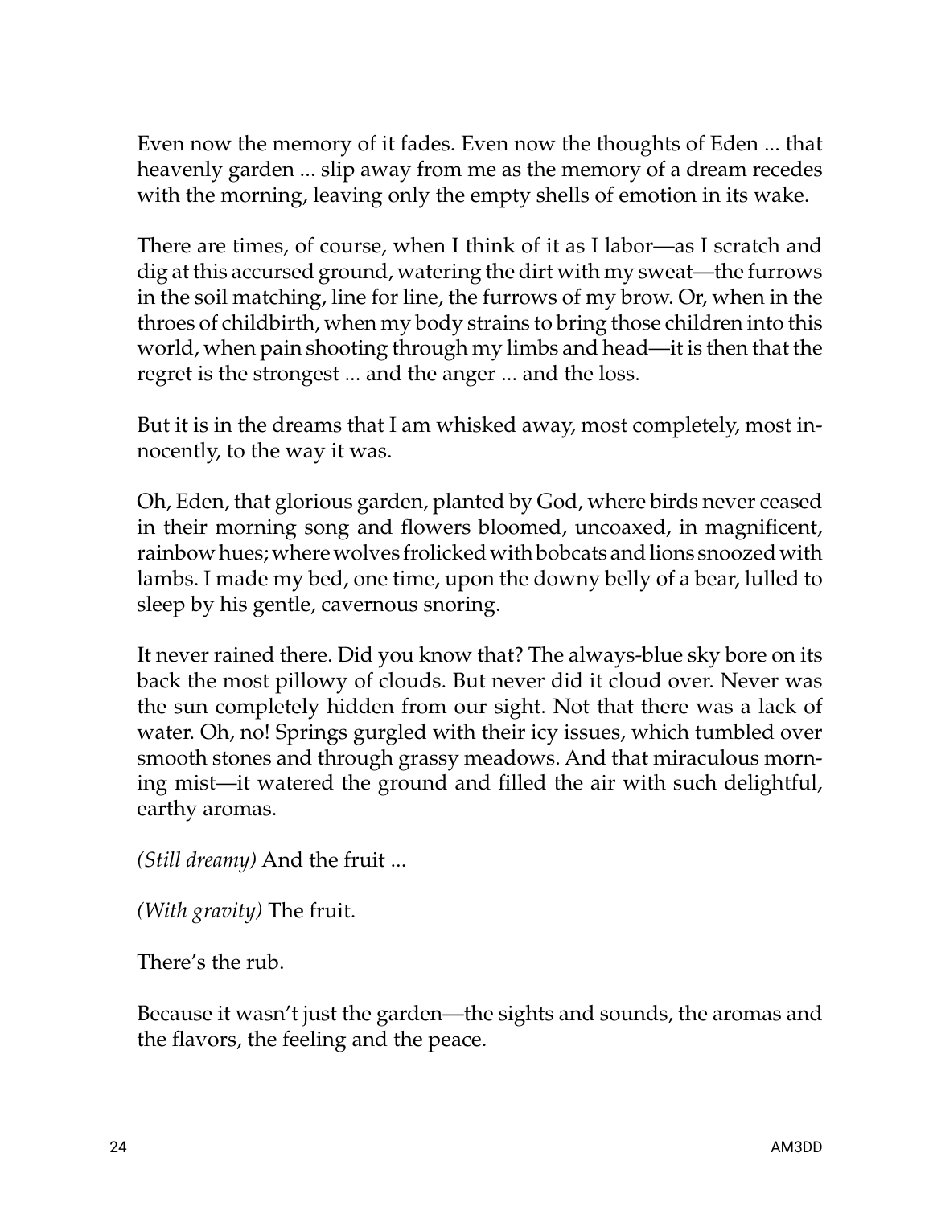Even now the memory of it fades. Even now the thoughts of Eden ... that heavenly garden ... slip away from me as the memory of a dream recedes with the morning, leaving only the empty shells of emotion in its wake.

There are times, of course, when I think of it as I labor—as I scratch and dig at this accursed ground, watering the dirt with my sweat—the furrows in the soil matching, line for line, the furrows of my brow. Or, when in the throes of childbirth, when my body strains to bring those children into this world, when pain shooting through my limbs and head—it is then that the regret is the strongest ... and the anger ... and the loss.

But it is in the dreams that I am whisked away, most completely, most innocently, to the way it was.

Oh, Eden, that glorious garden, planted by God, where birds never ceased in their morning song and flowers bloomed, uncoaxed, in magnificent, rainbow hues; where wolves frolicked with bobcats and lions snoozed with lambs. I made my bed, one time, upon the downy belly of a bear, lulled to sleep by his gentle, cavernous snoring.

It never rained there. Did you know that? The always-blue sky bore on its back the most pillowy of clouds. But never did it cloud over. Never was the sun completely hidden from our sight. Not that there was a lack of water. Oh, no! Springs gurgled with their icy issues, which tumbled over smooth stones and through grassy meadows. And that miraculous morning mist—it watered the ground and filled the air with such delightful, earthy aromas.

*(Still dreamy)* And the fruit ...

*(With gravity)* The fruit.

There's the rub.

Because it wasn't just the garden—the sights and sounds, the aromas and the flavors, the feeling and the peace.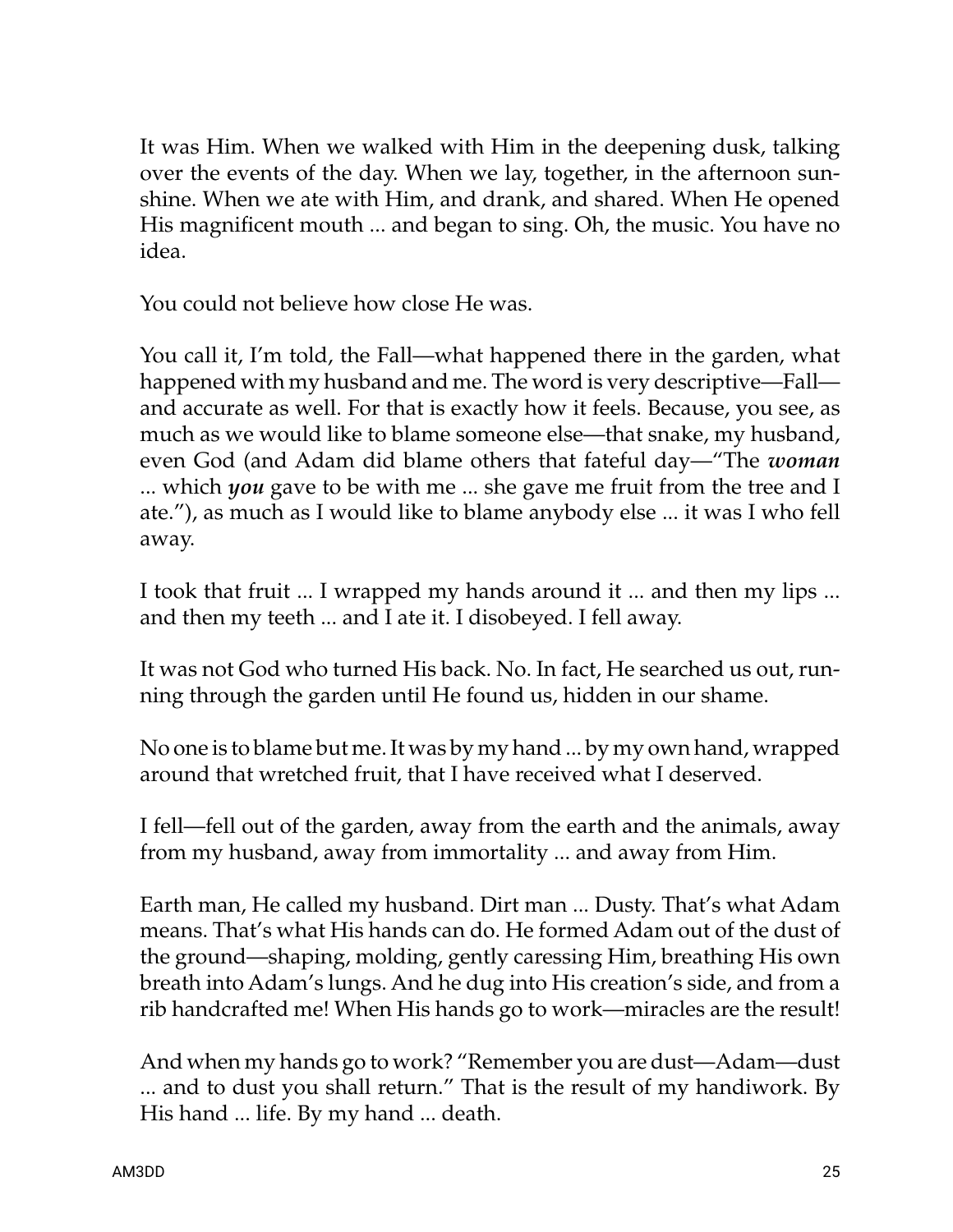It was Him. When we walked with Him in the deepening dusk, talking over the events of the day. When we lay, together, in the afternoon sunshine. When we ate with Him, and drank, and shared. When He opened His magnificent mouth ... and began to sing. Oh, the music. You have no idea.

You could not believe how close He was.

You call it, I'm told, the Fall—what happened there in the garden, what happened with my husband and me. The word is very descriptive—Fall—and accurate as well. For that is exactly how it feels. Because, you see, as much as we would like to blame someone else—that snake, my husband, even God (and Adam did blame others that fateful day—"The ***woman*** ... which ***you*** gave to be with me ... she gave me fruit from the tree and I ate."), as much as I would like to blame anybody else ... it was I who fell away.

I took that fruit ... I wrapped my hands around it ... and then my lips ... and then my teeth ... and I ate it. I disobeyed. I fell away.

It was not God who turned His back. No. In fact, He searched us out, running through the garden until He found us, hidden in our shame.

No one is to blame but me. It was by my hand ... by my own hand, wrapped around that wretched fruit, that I have received what I deserved.

I fell—fell out of the garden, away from the earth and the animals, away from my husband, away from immortality ... and away from Him.

Earth man, He called my husband. Dirt man ... Dusty. That's what Adam means. That's what His hands can do. He formed Adam out of the dust of the ground—shaping, molding, gently caressing Him, breathing His own breath into Adam's lungs. And he dug into His creation's side, and from a rib handcrafted me! When His hands go to work—miracles are the result!

And when my hands go to work? "Remember you are dust—Adam—dust ... and to dust you shall return." That is the result of my handiwork. By His hand ... life. By my hand ... death.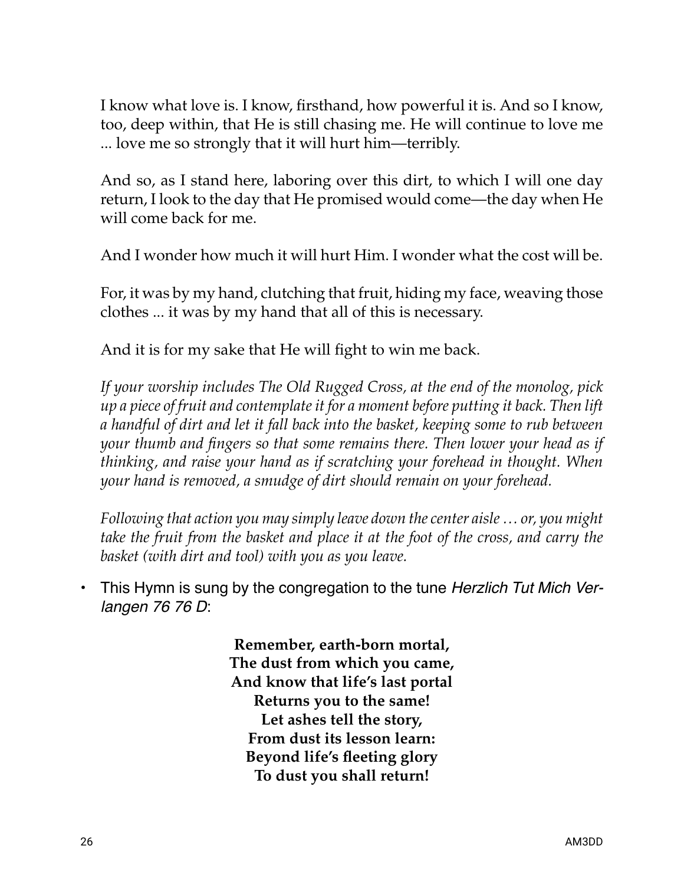I know what love is. I know, firsthand, how powerful it is. And so I know, too, deep within, that He is still chasing me. He will continue to love me ... love me so strongly that it will hurt him—terribly.

And so, as I stand here, laboring over this dirt, to which I will one day return, I look to the day that He promised would come—the day when He will come back for me.

And I wonder how much it will hurt Him. I wonder what the cost will be.

For, it was by my hand, clutching that fruit, hiding my face, weaving those clothes ... it was by my hand that all of this is necessary.

And it is for my sake that He will fight to win me back.

*If your worship includes The Old Rugged Cross, at the end of the monolog, pick up a piece of fruit and contemplate it for a moment before putting it back. Then lift a handful of dirt and let it fall back into the basket, keeping some to rub between your thumb and fingers so that some remains there. Then lower your head as if thinking, and raise your hand as if scratching your forehead in thought. When your hand is removed, a smudge of dirt should remain on your forehead.*

*Following that action you may simply leave down the center aisle … or, you might take the fruit from the basket and place it at the foot of the cross, and carry the basket (with dirt and tool) with you as you leave.*

- This Hymn is sung by the congregation to the tune *Herzlich Tut Mich Verlangen 76 76 D*:

**Remember, earth-born mortal,**
**The dust from which you came,**
**And know that life's last portal**
**Returns you to the same!**
**Let ashes tell the story,**
**From dust its lesson learn:**
**Beyond life's fleeting glory**
**To dust you shall return!**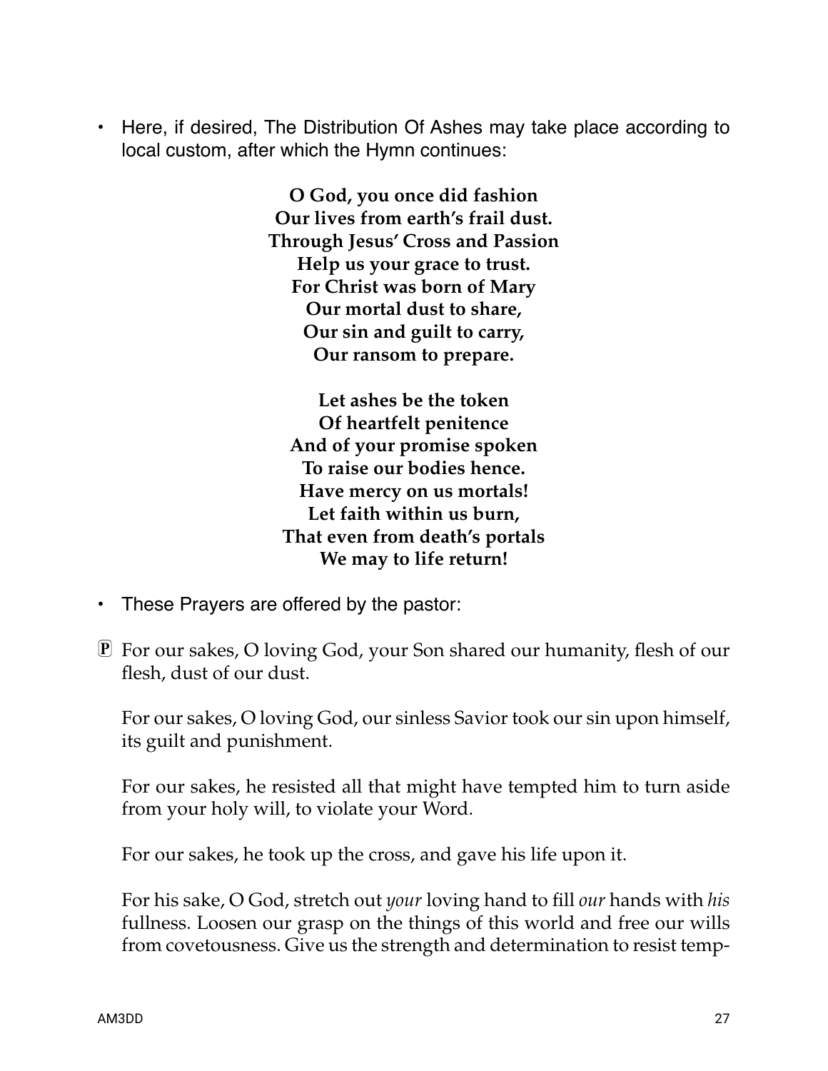- Here, if desired, The Distribution Of Ashes may take place according to local custom, after which the Hymn continues:

**O God, you once did fashion**
**Our lives from earth's frail dust.**
**Through Jesus' Cross and Passion**
**Help us your grace to trust.**
**For Christ was born of Mary**
**Our mortal dust to share,**
**Our sin and guilt to carry,**
**Our ransom to prepare.**

**Let ashes be the token**
**Of heartfelt penitence**
**And of your promise spoken**
**To raise our bodies hence.**
**Have mercy on us mortals!**
**Let faith within us burn,**
**That even from death's portals**
**We may to life return!**

- These Prayers are offered by the pastor:

Ⓟ For our sakes, O loving God, your Son shared our humanity, flesh of our flesh, dust of our dust.

For our sakes, O loving God, our sinless Savior took our sin upon himself, its guilt and punishment.

For our sakes, he resisted all that might have tempted him to turn aside from your holy will, to violate your Word.

For our sakes, he took up the cross, and gave his life upon it.

For his sake, O God, stretch out *your* loving hand to fill *our* hands with *his* fullness. Loosen our grasp on the things of this world and free our wills from covetousness. Give us the strength and determination to resist temp-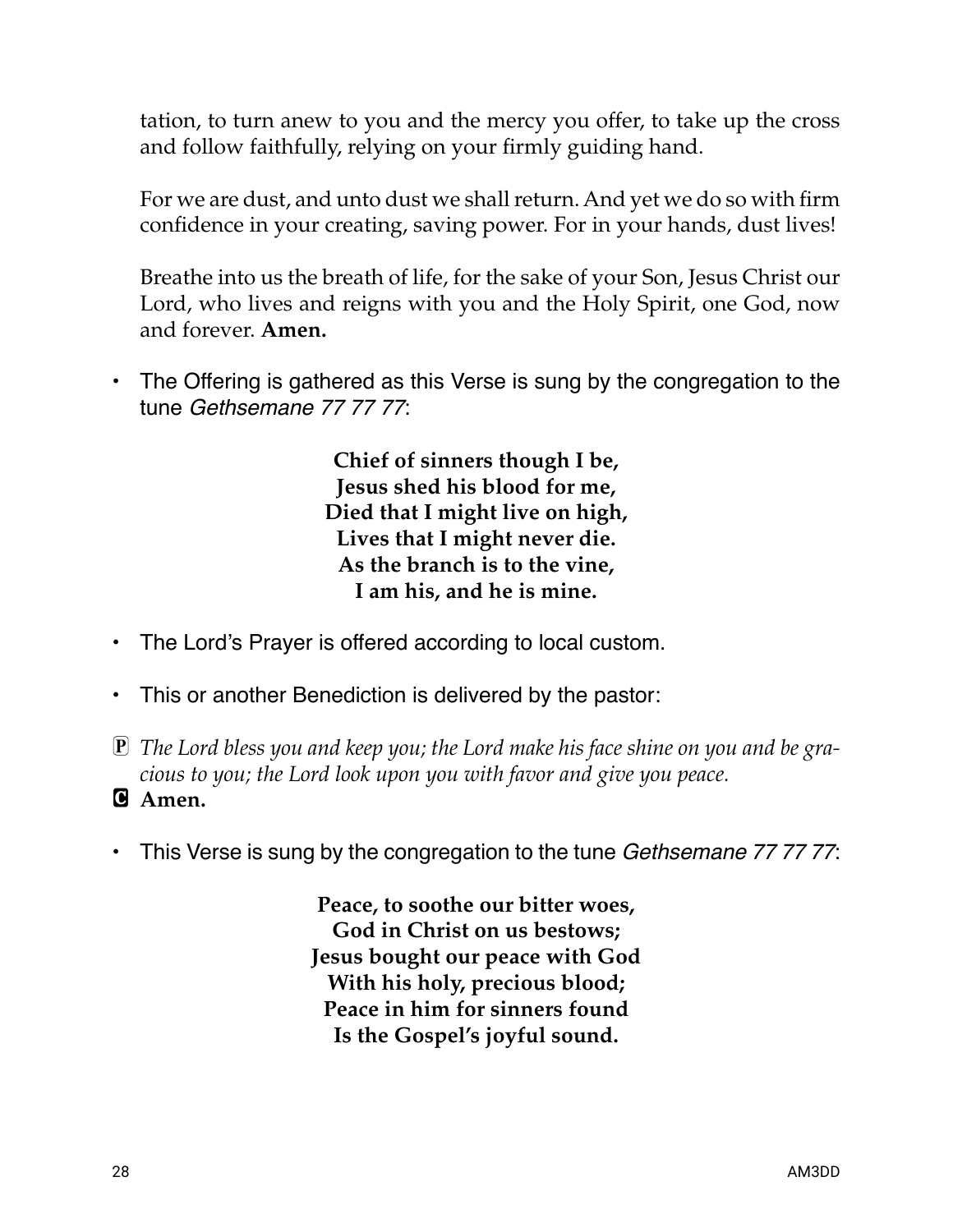tation, to turn anew to you and the mercy you offer, to take up the cross and follow faithfully, relying on your firmly guiding hand.

For we are dust, and unto dust we shall return. And yet we do so with firm confidence in your creating, saving power. For in your hands, dust lives!

Breathe into us the breath of life, for the sake of your Son, Jesus Christ our Lord, who lives and reigns with you and the Holy Spirit, one God, now and forever. **Amen.**

- The Offering is gathered as this Verse is sung by the congregation to the tune *Gethsemane 77 77 77*:

**Chief of sinners though I be,**
**Jesus shed his blood for me,**
**Died that I might live on high,**
**Lives that I might never die.**
**As the branch is to the vine,**
**I am his, and he is mine.**

- The Lord's Prayer is offered according to local custom.

- This or another Benediction is delivered by the pastor:

P *The Lord bless you and keep you; the Lord make his face shine on you and be gracious to you; the Lord look upon you with favor and give you peace.*
**C Amen.**

- This Verse is sung by the congregation to the tune *Gethsemane 77 77 77*:

**Peace, to soothe our bitter woes,**
**God in Christ on us bestows;**
**Jesus bought our peace with God**
**With his holy, precious blood;**
**Peace in him for sinners found**
**Is the Gospel's joyful sound.**